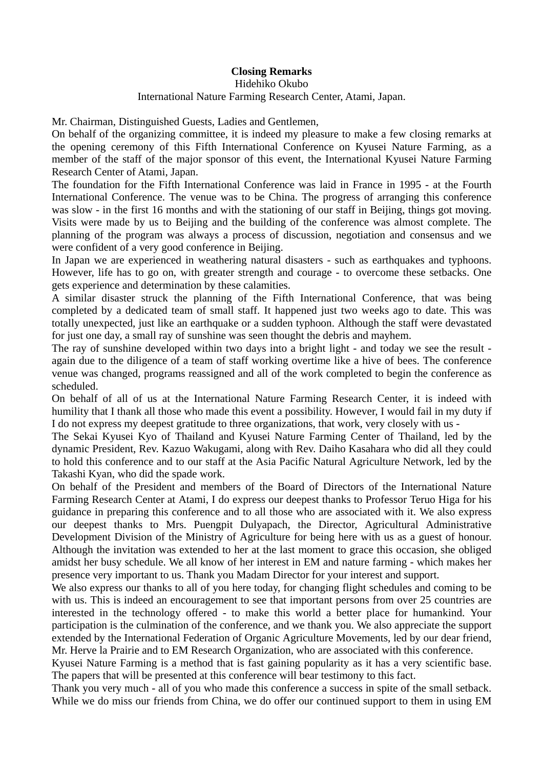**Closing Remarks**

Hidehiko Okubo

International Nature Farming Research Center, Atami, Japan.

Mr. Chairman, Distinguished Guests, Ladies and Gentlemen,

On behalf of the organizing committee, it is indeed my pleasure to make a few closing remarks at the opening ceremony of this Fifth International Conference on Kyusei Nature Farming, as a member of the staff of the major sponsor of this event, the International Kyusei Nature Farming Research Center of Atami, Japan.

The foundation for the Fifth International Conference was laid in France in 1995 - at the Fourth International Conference. The venue was to be China. The progress of arranging this conference was slow - in the first 16 months and with the stationing of our staff in Beijing, things got moving. Visits were made by us to Beijing and the building of the conference was almost complete. The planning of the program was always a process of discussion, negotiation and consensus and we were confident of a very good conference in Beijing.

In Japan we are experienced in weathering natural disasters - such as earthquakes and typhoons. However, life has to go on, with greater strength and courage - to overcome these setbacks. One gets experience and determination by these calamities.

A similar disaster struck the planning of the Fifth International Conference, that was being completed by a dedicated team of small staff. It happened just two weeks ago to date. This was totally unexpected, just like an earthquake or a sudden typhoon. Although the staff were devastated for just one day, a small ray of sunshine was seen thought the debris and mayhem.

The ray of sunshine developed within two days into a bright light - and today we see the result - again due to the diligence of a team of staff working overtime like a hive of bees. The conference venue was changed, programs reassigned and all of the work completed to begin the conference as scheduled.

On behalf of all of us at the International Nature Farming Research Center, it is indeed with humility that I thank all those who made this event a possibility. However, I would fail in my duty if I do not express my deepest gratitude to three organizations, that work, very closely with us -

The Sekai Kyusei Kyo of Thailand and Kyusei Nature Farming Center of Thailand, led by the dynamic President, Rev. Kazuo Wakugami, along with Rev. Daiho Kasahara who did all they could to hold this conference and to our staff at the Asia Pacific Natural Agriculture Network, led by the Takashi Kyan, who did the spade work.

On behalf of the President and members of the Board of Directors of the International Nature Farming Research Center at Atami, I do express our deepest thanks to Professor Teruo Higa for his guidance in preparing this conference and to all those who are associated with it. We also express our deepest thanks to Mrs. Puengpit Dulyapach, the Director, Agricultural Administrative Development Division of the Ministry of Agriculture for being here with us as a guest of honour. Although the invitation was extended to her at the last moment to grace this occasion, she obliged amidst her busy schedule. We all know of her interest in EM and nature farming - which makes her presence very important to us. Thank you Madam Director for your interest and support.

We also express our thanks to all of you here today, for changing flight schedules and coming to be with us. This is indeed an encouragement to see that important persons from over 25 countries are interested in the technology offered - to make this world a better place for humankind. Your participation is the culmination of the conference, and we thank you. We also appreciate the support extended by the International Federation of Organic Agriculture Movements, led by our dear friend, Mr. Herve la Prairie and to EM Research Organization, who are associated with this conference.

Kyusei Nature Farming is a method that is fast gaining popularity as it has a very scientific base. The papers that will be presented at this conference will bear testimony to this fact.

Thank you very much - all of you who made this conference a success in spite of the small setback. While we do miss our friends from China, we do offer our continued support to them in using EM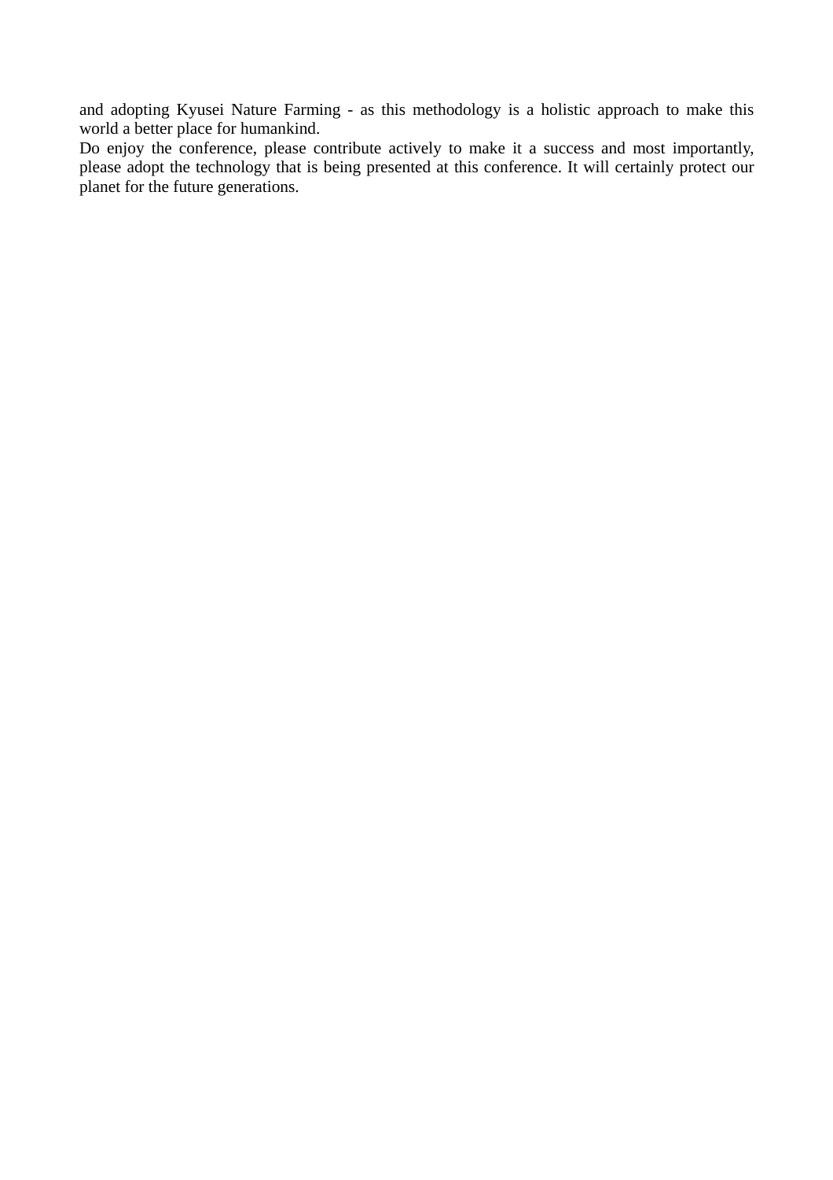and adopting Kyusei Nature Farming - as this methodology is a holistic approach to make this world a better place for humankind.

Do enjoy the conference, please contribute actively to make it a success and most importantly, please adopt the technology that is being presented at this conference. It will certainly protect our planet for the future generations.